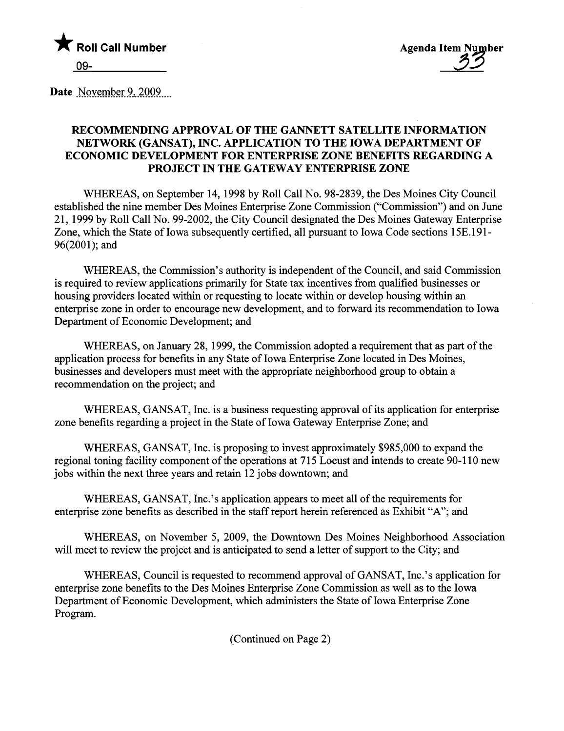★ **Roll Call Number**

09-\_\_\_\_\_\_\_\_\_\_

**Agenda Item Number**

33

**Date** November 9, 2009

## RECOMMENDING APPROVAL OF THE GANNETT SATELLITE INFORMATION NETWORK (GANSAT), INC. APPLICATION TO THE IOWA DEPARTMENT OF ECONOMIC DEVELOPMENT FOR ENTERPRISE ZONE BENEFITS REGARDING A PROJECT IN THE GATEWAY ENTERPRISE ZONE

WHEREAS, on September 14, 1998 by Roll Call No. 98-2839, the Des Moines City Council established the nine member Des Moines Enterprise Zone Commission ("Commission") and on June 21, 1999 by Roll Call No. 99-2002, the City Council designated the Des Moines Gateway Enterprise Zone, which the State of Iowa subsequently certified, all pursuant to Iowa Code sections 15E.191-96(2001); and

WHEREAS, the Commission's authority is independent of the Council, and said Commission is required to review applications primarily for State tax incentives from qualified businesses or housing providers located within or requesting to locate within or develop housing within an enterprise zone in order to encourage new development, and to forward its recommendation to Iowa Department of Economic Development; and

WHEREAS, on January 28, 1999, the Commission adopted a requirement that as part of the application process for benefits in any State of Iowa Enterprise Zone located in Des Moines, businesses and developers must meet with the appropriate neighborhood group to obtain a recommendation on the project; and

WHEREAS, GANSAT, Inc. is a business requesting approval of its application for enterprise zone benefits regarding a project in the State of Iowa Gateway Enterprise Zone; and

WHEREAS, GANSAT, Inc. is proposing to invest approximately $985,000 to expand the regional toning facility component of the operations at 715 Locust and intends to create 90-110 new jobs within the next three years and retain 12 jobs downtown; and

WHEREAS, GANSAT, Inc.'s application appears to meet all of the requirements for enterprise zone benefits as described in the staff report herein referenced as Exhibit "A"; and

WHEREAS, on November 5, 2009, the Downtown Des Moines Neighborhood Association will meet to review the project and is anticipated to send a letter of support to the City; and

WHEREAS, Council is requested to recommend approval of GANSAT, Inc.'s application for enterprise zone benefits to the Des Moines Enterprise Zone Commission as well as to the Iowa Department of Economic Development, which administers the State of Iowa Enterprise Zone Program.

(Continued on Page 2)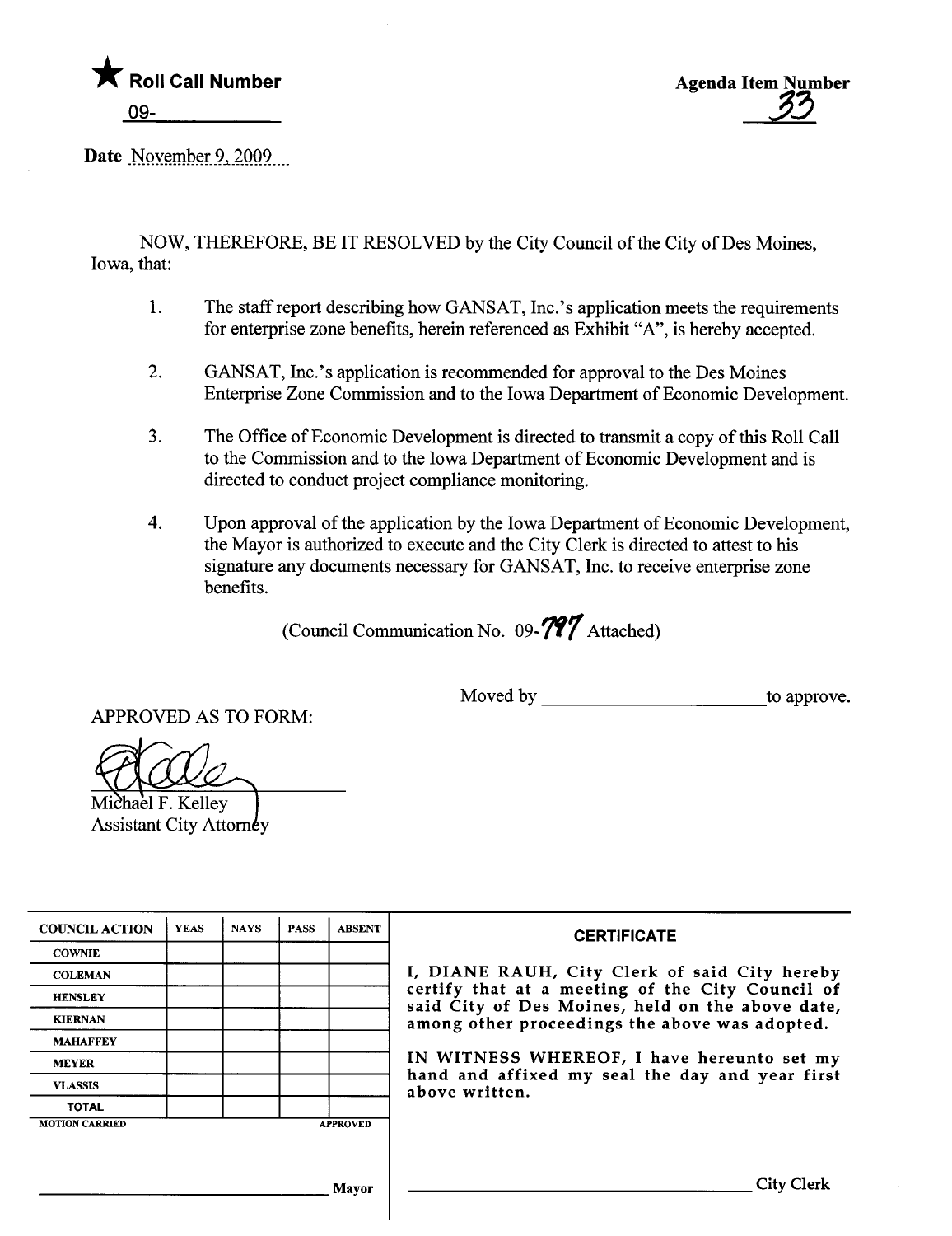★ **Roll Call Number**

09-\_\_\_\_\_\_\_\_\_\_\_\_

**Agenda Item Number**

33

**Date** November 9, 2009

NOW, THEREFORE, BE IT RESOLVED by the City Council of the City of Des Moines, Iowa, that:

1. The staff report describing how GANSAT, Inc.'s application meets the requirements for enterprise zone benefits, herein referenced as Exhibit "A", is hereby accepted.

2. GANSAT, Inc.'s application is recommended for approval to the Des Moines Enterprise Zone Commission and to the Iowa Department of Economic Development.

3. The Office of Economic Development is directed to transmit a copy of this Roll Call to the Commission and to the Iowa Department of Economic Development and is directed to conduct project compliance monitoring.

4. Upon approval of the application by the Iowa Department of Economic Development, the Mayor is authorized to execute and the City Clerk is directed to attest to his signature any documents necessary for GANSAT, Inc. to receive enterprise zone benefits.

(Council Communication No. 09-797 Attached)

Moved by \_\_\_\_\_\_\_\_\_\_\_\_\_\_\_\_\_\_\_\_\_\_\_ to approve.

APPROVED AS TO FORM:

Michael F. Kelley
Assistant City Attorney

| COUNCIL ACTION | YEAS | NAYS | PASS | ABSENT |
|---|---|---|---|---|
| COWNIE | | | | |
| COLEMAN | | | | |
| HENSLEY | | | | |
| KIERNAN | | | | |
| MAHAFFEY | | | | |
| MEYER | | | | |
| VLASSIS | | | | |
| TOTAL | | | | |
| MOTION CARRIED | | | | APPROVED |

\_\_\_\_\_\_\_\_\_\_\_\_\_\_\_\_\_\_\_\_\_\_\_\_\_\_\_\_ Mayor

**CERTIFICATE**

I, DIANE RAUH, City Clerk of said City hereby certify that at a meeting of the City Council of said City of Des Moines, held on the above date, among other proceedings the above was adopted.

IN WITNESS WHEREOF, I have hereunto set my hand and affixed my seal the day and year first above written.

\_\_\_\_\_\_\_\_\_\_\_\_\_\_\_\_\_\_\_\_\_\_\_\_\_\_\_\_ City Clerk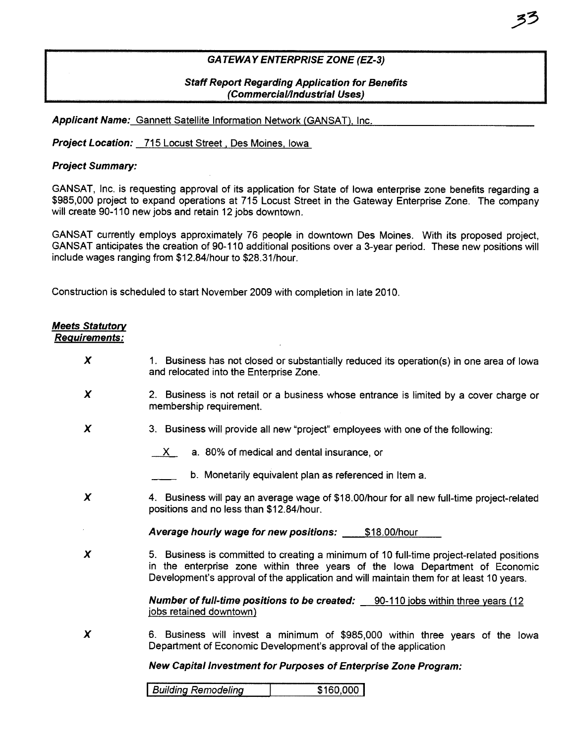### *GATEWAY ENTERPRISE ZONE (EZ-3)*

### *Staff Report Regarding Application for Benefits (Commercial/Industrial Uses)*

***Applicant Name:*** Gannett Satellite Information Network (GANSAT), Inc.

***Project Location:*** 715 Locust Street , Des Moines, Iowa

***Project Summary:***

GANSAT, Inc. is requesting approval of its application for State of Iowa enterprise zone benefits regarding a $985,000 project to expand operations at 715 Locust Street in the Gateway Enterprise Zone. The company will create 90-110 new jobs and retain 12 jobs downtown.

GANSAT currently employs approximately 76 people in downtown Des Moines. With its proposed project, GANSAT anticipates the creation of 90-110 additional positions over a 3-year period. These new positions will include wages ranging from $12.84/hour to $28.31/hour.

Construction is scheduled to start November 2009 with completion in late 2010.

***Meets Statutory Requirements:***

**X** 1. Business has not closed or substantially reduced its operation(s) in one area of Iowa and relocated into the Enterprise Zone.

**X** 2. Business is not retail or a business whose entrance is limited by a cover charge or membership requirement.

**X** 3. Business will provide all new "project" employees with one of the following:

- X a. 80% of medical and dental insurance, or
- ____ b. Monetarily equivalent plan as referenced in Item a.

**X** 4. Business will pay an average wage of $18.00/hour for all new full-time project-related positions and no less than $12.84/hour.

***Average hourly wage for new positions:*** $18.00/hour

**X** 5. Business is committed to creating a minimum of 10 full-time project-related positions in the enterprise zone within three years of the Iowa Department of Economic Development's approval of the application and will maintain them for at least 10 years.

***Number of full-time positions to be created:*** 90-110 jobs within three years (12 jobs retained downtown)

**X** 6. Business will invest a minimum of $985,000 within three years of the Iowa Department of Economic Development's approval of the application

***New Capital Investment for Purposes of Enterprise Zone Program:***

| *Building Remodeling* | $160,000 |
|---|---|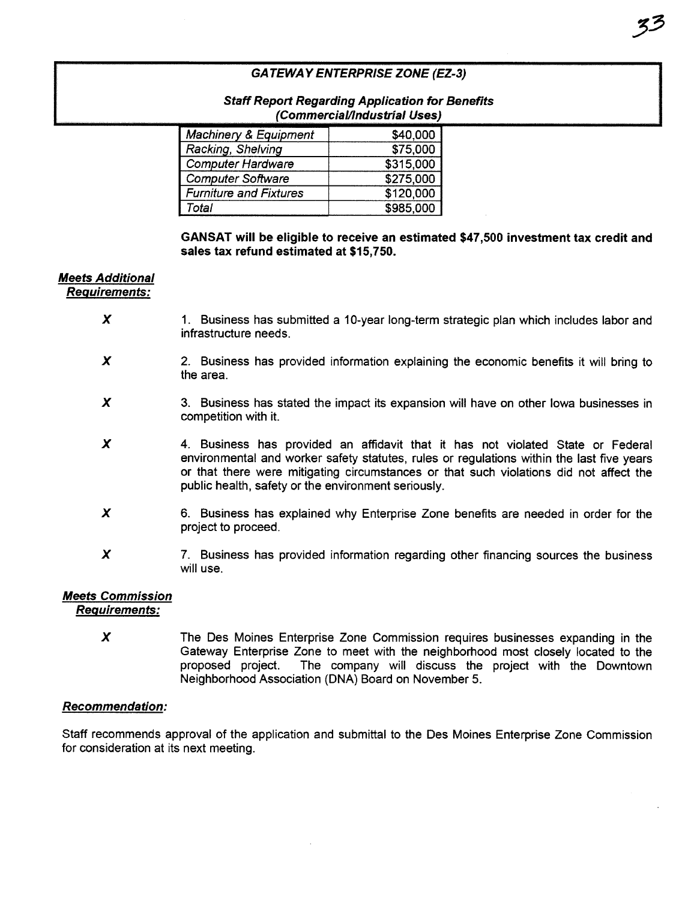**_GATEWAY ENTERPRISE ZONE (EZ-3)_**

**_Staff Report Regarding Application for Benefits (Commercial/Industrial Uses)_**

| | |
|---|---|
| *Machinery & Equipment* | $40,000 |
| *Racking, Shelving* | $75,000 |
| *Computer Hardware* | $315,000 |
| *Computer Software* | $275,000 |
| *Furniture and Fixtures* | $120,000 |
| *Total* | $985,000 |

**GANSAT will be eligible to receive an estimated $47,500 investment tax credit and sales tax refund estimated at $15,750.**

**_Meets Additional Requirements:_**

**X** 1. Business has submitted a 10-year long-term strategic plan which includes labor and infrastructure needs.

**X** 2. Business has provided information explaining the economic benefits it will bring to the area.

**X** 3. Business has stated the impact its expansion will have on other Iowa businesses in competition with it.

**X** 4. Business has provided an affidavit that it has not violated State or Federal environmental and worker safety statutes, rules or regulations within the last five years or that there were mitigating circumstances or that such violations did not affect the public health, safety or the environment seriously.

**X** 6. Business has explained why Enterprise Zone benefits are needed in order for the project to proceed.

**X** 7. Business has provided information regarding other financing sources the business will use.

**_Meets Commission Requirements:_**

**X** The Des Moines Enterprise Zone Commission requires businesses expanding in the Gateway Enterprise Zone to meet with the neighborhood most closely located to the proposed project. The company will discuss the project with the Downtown Neighborhood Association (DNA) Board on November 5.

**_Recommendation:_**

Staff recommends approval of the application and submittal to the Des Moines Enterprise Zone Commission for consideration at its next meeting.